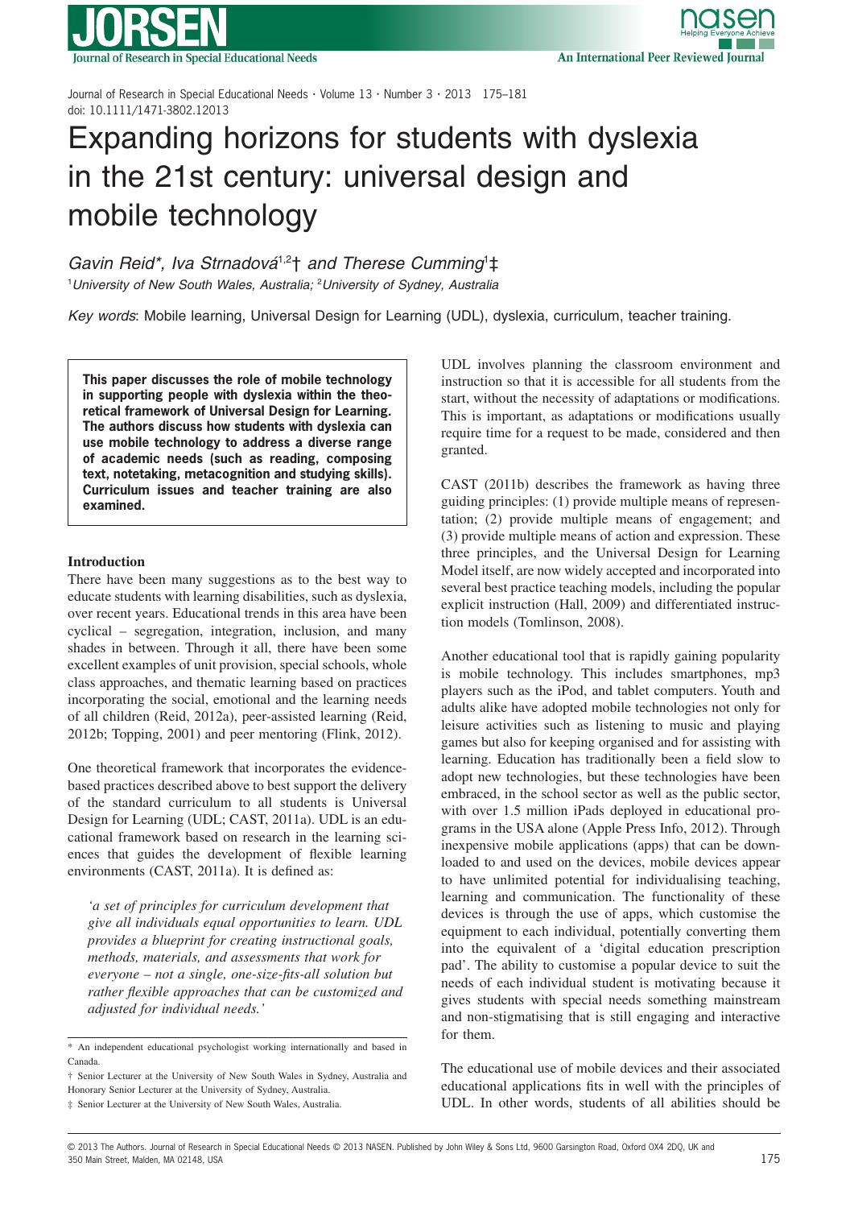# Expanding horizons for students with dyslexia in the 21st century: universal design and mobile technology

*Gavin Reid\*, Iva Strnadová[1,2]† and Therese Cumming[1]‡*

[1]*University of New South Wales, Australia;* [2]*University of Sydney, Australia*

*Key words*: Mobile learning, Universal Design for Learning (UDL), dyslexia, curriculum, teacher training.

**This paper discusses the role of mobile technology in supporting people with dyslexia within the theoretical framework of Universal Design for Learning. The authors discuss how students with dyslexia can use mobile technology to address a diverse range of academic needs (such as reading, composing text, notetaking, metacognition and studying skills). Curriculum issues and teacher training are also examined.**

## Introduction

There have been many suggestions as to the best way to educate students with learning disabilities, such as dyslexia, over recent years. Educational trends in this area have been cyclical – segregation, integration, inclusion, and many shades in between. Through it all, there have been some excellent examples of unit provision, special schools, whole class approaches, and thematic learning based on practices incorporating the social, emotional and the learning needs of all children (Reid, 2012a), peer-assisted learning (Reid, 2012b; Topping, 2001) and peer mentoring (Flink, 2012).

One theoretical framework that incorporates the evidence-based practices described above to best support the delivery of the standard curriculum to all students is Universal Design for Learning (UDL; CAST, 2011a). UDL is an educational framework based on research in the learning sciences that guides the development of flexible learning environments (CAST, 2011a). It is defined as:

> *'a set of principles for curriculum development that give all individuals equal opportunities to learn. UDL provides a blueprint for creating instructional goals, methods, materials, and assessments that work for everyone – not a single, one-size-fits-all solution but rather flexible approaches that can be customized and adjusted for individual needs.'*

UDL involves planning the classroom environment and instruction so that it is accessible for all students from the start, without the necessity of adaptations or modifications. This is important, as adaptations or modifications usually require time for a request to be made, considered and then granted.

CAST (2011b) describes the framework as having three guiding principles: (1) provide multiple means of representation; (2) provide multiple means of engagement; and (3) provide multiple means of action and expression. These three principles, and the Universal Design for Learning Model itself, are now widely accepted and incorporated into several best practice teaching models, including the popular explicit instruction (Hall, 2009) and differentiated instruction models (Tomlinson, 2008).

Another educational tool that is rapidly gaining popularity is mobile technology. This includes smartphones, mp3 players such as the iPod, and tablet computers. Youth and adults alike have adopted mobile technologies not only for leisure activities such as listening to music and playing games but also for keeping organised and for assisting with learning. Education has traditionally been a field slow to adopt new technologies, but these technologies have been embraced, in the school sector as well as the public sector, with over 1.5 million iPads deployed in educational programs in the USA alone (Apple Press Info, 2012). Through inexpensive mobile applications (apps) that can be downloaded to and used on the devices, mobile devices appear to have unlimited potential for individualising teaching, learning and communication. The functionality of these devices is through the use of apps, which customise the equipment to each individual, potentially converting them into the equivalent of a 'digital education prescription pad'. The ability to customise a popular device to suit the needs of each individual student is motivating because it gives students with special needs something mainstream and non-stigmatising that is still engaging and interactive for them.

The educational use of mobile devices and their associated educational applications fits in well with the principles of UDL. In other words, students of all abilities should be

---

\* An independent educational psychologist working internationally and based in Canada.

† Senior Lecturer at the University of New South Wales in Sydney, Australia and Honorary Senior Lecturer at the University of Sydney, Australia.

‡ Senior Lecturer at the University of New South Wales, Australia.

© 2013 The Authors. Journal of Research in Special Educational Needs © 2013 NASEN. Published by John Wiley & Sons Ltd, 9600 Garsington Road, Oxford OX4 2DQ, UK and 350 Main Street, Malden, MA 02148, USA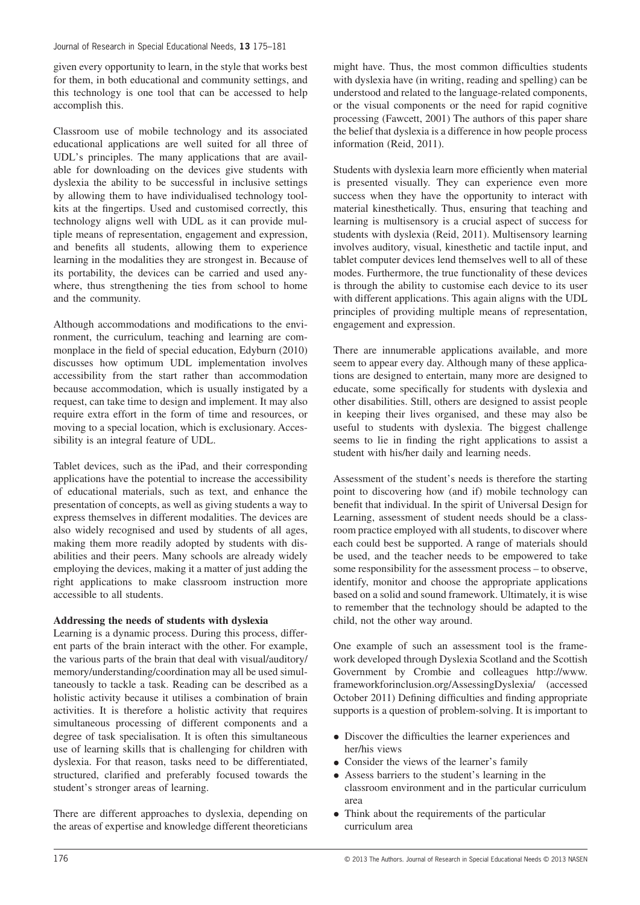given every opportunity to learn, in the style that works best for them, in both educational and community settings, and this technology is one tool that can be accessed to help accomplish this.

Classroom use of mobile technology and its associated educational applications are well suited for all three of UDL's principles. The many applications that are available for downloading on the devices give students with dyslexia the ability to be successful in inclusive settings by allowing them to have individualised technology toolkits at the fingertips. Used and customised correctly, this technology aligns well with UDL as it can provide multiple means of representation, engagement and expression, and benefits all students, allowing them to experience learning in the modalities they are strongest in. Because of its portability, the devices can be carried and used anywhere, thus strengthening the ties from school to home and the community.

Although accommodations and modifications to the environment, the curriculum, teaching and learning are commonplace in the field of special education, Edyburn (2010) discusses how optimum UDL implementation involves accessibility from the start rather than accommodation because accommodation, which is usually instigated by a request, can take time to design and implement. It may also require extra effort in the form of time and resources, or moving to a special location, which is exclusionary. Accessibility is an integral feature of UDL.

Tablet devices, such as the iPad, and their corresponding applications have the potential to increase the accessibility of educational materials, such as text, and enhance the presentation of concepts, as well as giving students a way to express themselves in different modalities. The devices are also widely recognised and used by students of all ages, making them more readily adopted by students with disabilities and their peers. Many schools are already widely employing the devices, making it a matter of just adding the right applications to make classroom instruction more accessible to all students.

**Addressing the needs of students with dyslexia**

Learning is a dynamic process. During this process, different parts of the brain interact with the other. For example, the various parts of the brain that deal with visual/auditory/memory/understanding/coordination may all be used simultaneously to tackle a task. Reading can be described as a holistic activity because it utilises a combination of brain activities. It is therefore a holistic activity that requires simultaneous processing of different components and a degree of task specialisation. It is often this simultaneous use of learning skills that is challenging for children with dyslexia. For that reason, tasks need to be differentiated, structured, clarified and preferably focused towards the student's stronger areas of learning.

There are different approaches to dyslexia, depending on the areas of expertise and knowledge different theoreticians might have. Thus, the most common difficulties students with dyslexia have (in writing, reading and spelling) can be understood and related to the language-related components, or the visual components or the need for rapid cognitive processing (Fawcett, 2001) The authors of this paper share the belief that dyslexia is a difference in how people process information (Reid, 2011).

Students with dyslexia learn more efficiently when material is presented visually. They can experience even more success when they have the opportunity to interact with material kinesthetically. Thus, ensuring that teaching and learning is multisensory is a crucial aspect of success for students with dyslexia (Reid, 2011). Multisensory learning involves auditory, visual, kinesthetic and tactile input, and tablet computer devices lend themselves well to all of these modes. Furthermore, the true functionality of these devices is through the ability to customise each device to its user with different applications. This again aligns with the UDL principles of providing multiple means of representation, engagement and expression.

There are innumerable applications available, and more seem to appear every day. Although many of these applications are designed to entertain, many more are designed to educate, some specifically for students with dyslexia and other disabilities. Still, others are designed to assist people in keeping their lives organised, and these may also be useful to students with dyslexia. The biggest challenge seems to lie in finding the right applications to assist a student with his/her daily and learning needs.

Assessment of the student's needs is therefore the starting point to discovering how (and if) mobile technology can benefit that individual. In the spirit of Universal Design for Learning, assessment of student needs should be a classroom practice employed with all students, to discover where each could best be supported. A range of materials should be used, and the teacher needs to be empowered to take some responsibility for the assessment process – to observe, identify, monitor and choose the appropriate applications based on a solid and sound framework. Ultimately, it is wise to remember that the technology should be adapted to the child, not the other way around.

One example of such an assessment tool is the framework developed through Dyslexia Scotland and the Scottish Government by Crombie and colleagues http://www.frameworkforinclusion.org/AssessingDyslexia/ (accessed October 2011) Defining difficulties and finding appropriate supports is a question of problem-solving. It is important to

- Discover the difficulties the learner experiences and her/his views
- Consider the views of the learner's family
- Assess barriers to the student's learning in the classroom environment and in the particular curriculum area
- Think about the requirements of the particular curriculum area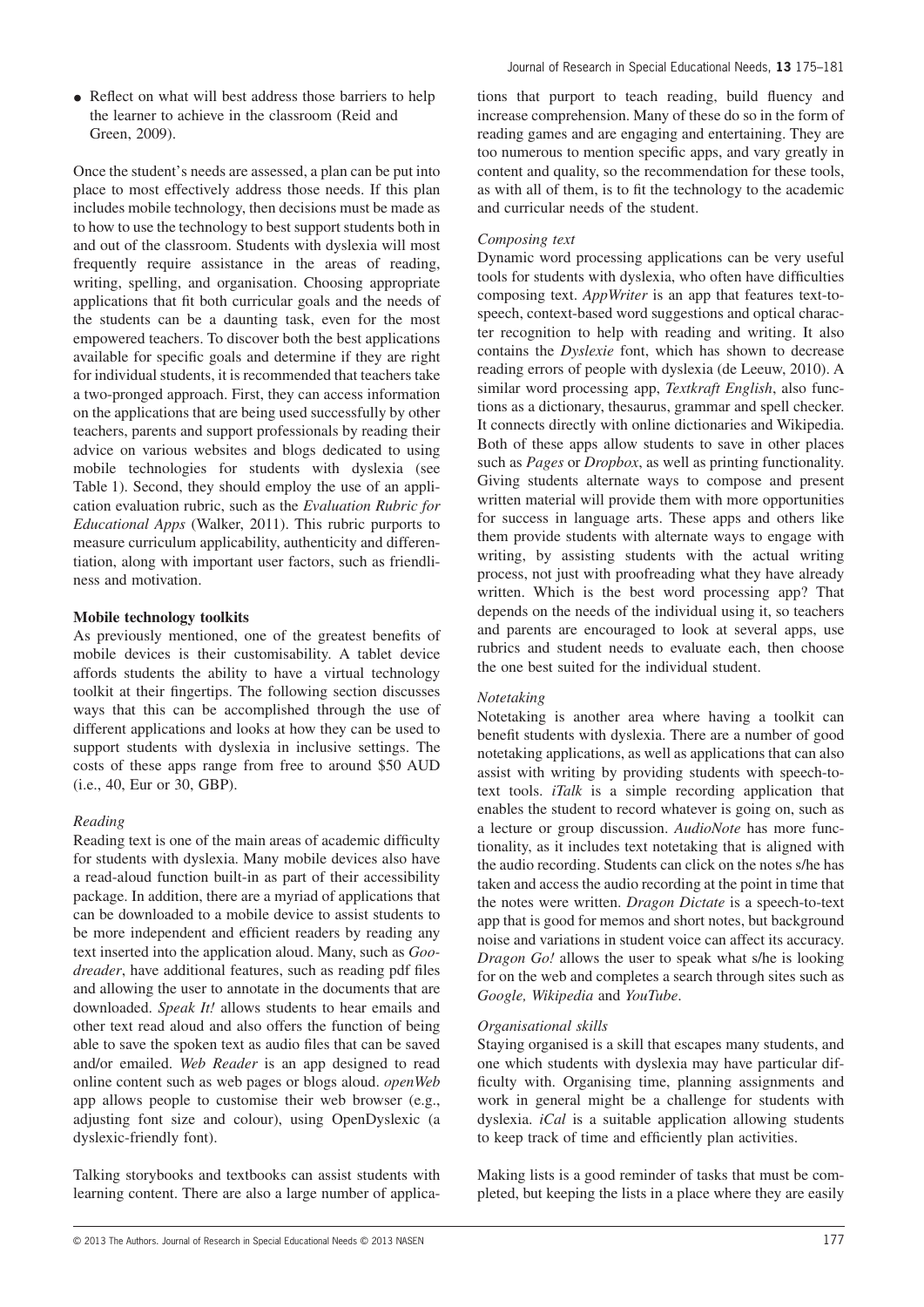- Reflect on what will best address those barriers to help the learner to achieve in the classroom (Reid and Green, 2009).

Once the student's needs are assessed, a plan can be put into place to most effectively address those needs. If this plan includes mobile technology, then decisions must be made as to how to use the technology to best support students both in and out of the classroom. Students with dyslexia will most frequently require assistance in the areas of reading, writing, spelling, and organisation. Choosing appropriate applications that fit both curricular goals and the needs of the students can be a daunting task, even for the most empowered teachers. To discover both the best applications available for specific goals and determine if they are right for individual students, it is recommended that teachers take a two-pronged approach. First, they can access information on the applications that are being used successfully by other teachers, parents and support professionals by reading their advice on various websites and blogs dedicated to using mobile technologies for students with dyslexia (see Table 1). Second, they should employ the use of an application evaluation rubric, such as the *Evaluation Rubric for Educational Apps* (Walker, 2011). This rubric purports to measure curriculum applicability, authenticity and differentiation, along with important user factors, such as friendliness and motivation.

**Mobile technology toolkits**

As previously mentioned, one of the greatest benefits of mobile devices is their customisability. A tablet device affords students the ability to have a virtual technology toolkit at their fingertips. The following section discusses ways that this can be accomplished through the use of different applications and looks at how they can be used to support students with dyslexia in inclusive settings. The costs of these apps range from free to around $50 AUD (i.e., 40, Eur or 30, GBP).

*Reading*

Reading text is one of the main areas of academic difficulty for students with dyslexia. Many mobile devices also have a read-aloud function built-in as part of their accessibility package. In addition, there are a myriad of applications that can be downloaded to a mobile device to assist students to be more independent and efficient readers by reading any text inserted into the application aloud. Many, such as *Goodreader*, have additional features, such as reading pdf files and allowing the user to annotate in the documents that are downloaded. *Speak It!* allows students to hear emails and other text read aloud and also offers the function of being able to save the spoken text as audio files that can be saved and/or emailed. *Web Reader* is an app designed to read online content such as web pages or blogs aloud. *openWeb* app allows people to customise their web browser (e.g., adjusting font size and colour), using OpenDyslexic (a dyslexic-friendly font).

Talking storybooks and textbooks can assist students with learning content. There are also a large number of applications that purport to teach reading, build fluency and increase comprehension. Many of these do so in the form of reading games and are engaging and entertaining. They are too numerous to mention specific apps, and vary greatly in content and quality, so the recommendation for these tools, as with all of them, is to fit the technology to the academic and curricular needs of the student.

*Composing text*

Dynamic word processing applications can be very useful tools for students with dyslexia, who often have difficulties composing text. *AppWriter* is an app that features text-to-speech, context-based word suggestions and optical character recognition to help with reading and writing. It also contains the *Dyslexie* font, which has shown to decrease reading errors of people with dyslexia (de Leeuw, 2010). A similar word processing app, *Textkraft English*, also functions as a dictionary, thesaurus, grammar and spell checker. It connects directly with online dictionaries and Wikipedia. Both of these apps allow students to save in other places such as *Pages* or *Dropbox*, as well as printing functionality. Giving students alternate ways to compose and present written material will provide them with more opportunities for success in language arts. These apps and others like them provide students with alternate ways to engage with writing, by assisting students with the actual writing process, not just with proofreading what they have already written. Which is the best word processing app? That depends on the needs of the individual using it, so teachers and parents are encouraged to look at several apps, use rubrics and student needs to evaluate each, then choose the one best suited for the individual student.

*Notetaking*

Notetaking is another area where having a toolkit can benefit students with dyslexia. There are a number of good notetaking applications, as well as applications that can also assist with writing by providing students with speech-to-text tools. *iTalk* is a simple recording application that enables the student to record whatever is going on, such as a lecture or group discussion. *AudioNote* has more functionality, as it includes text notetaking that is aligned with the audio recording. Students can click on the notes s/he has taken and access the audio recording at the point in time that the notes were written. *Dragon Dictate* is a speech-to-text app that is good for memos and short notes, but background noise and variations in student voice can affect its accuracy. *Dragon Go!* allows the user to speak what s/he is looking for on the web and completes a search through sites such as *Google, Wikipedia* and *YouTube*.

*Organisational skills*

Staying organised is a skill that escapes many students, and one which students with dyslexia may have particular difficulty with. Organising time, planning assignments and work in general might be a challenge for students with dyslexia. *iCal* is a suitable application allowing students to keep track of time and efficiently plan activities.

Making lists is a good reminder of tasks that must be completed, but keeping the lists in a place where they are easily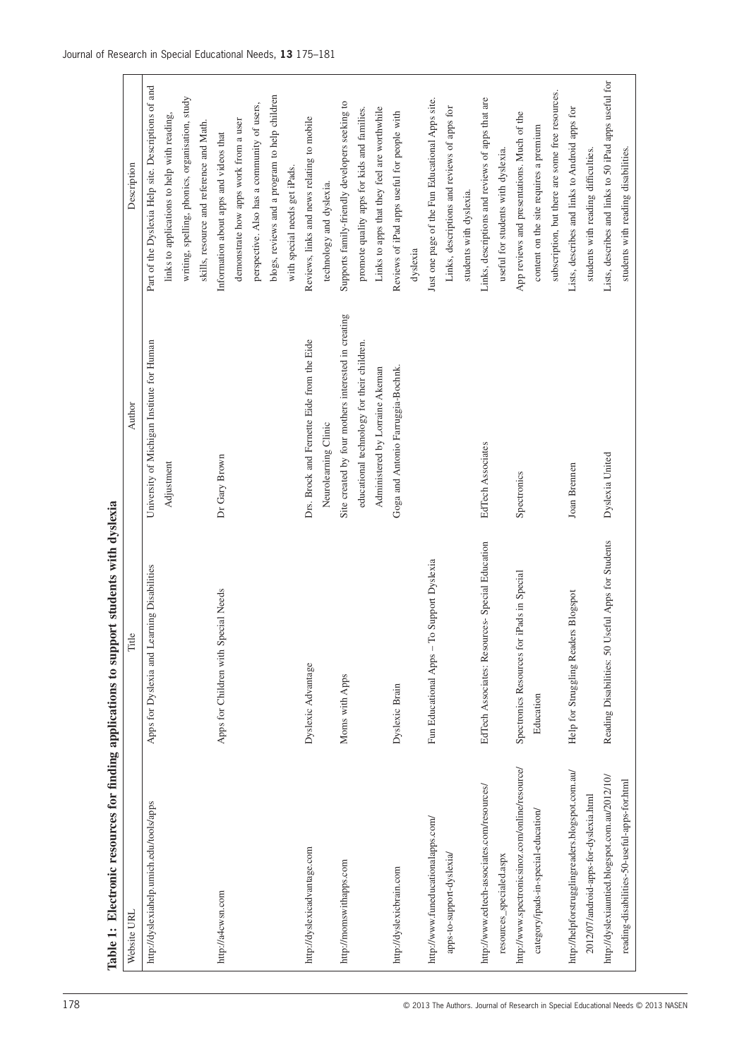**Table 1: Electronic resources for finding applications to support students with dyslexia**

| Website URL | Title | Author | Description |
|---|---|---|---|
| http://dyslexiahelp.umich.edu/tools/apps | Apps for Dyslexia and Learning Disabilities | University of Michigan Institute for Human Adjustment | Part of the Dyslexia Help site. Descriptions of and links to applications to help with reading, writing, spelling, phonics, organisation, study skills, resource and reference and Math. |
| http://a4cwsn.com | Apps for Children with Special Needs | Dr Gary Brown | Information about apps and videos that demonstrate how apps work from a user perspective. Also has a community of users, blogs, reviews and a program to help children with special needs get iPads. |
| http://dyslexicadvantage.com | Dyslexic Advantage | Drs. Brock and Fernette Eide from the Eide Neurolearning Clinic | Reviews, links and news relating to mobile technology and dyslexia. |
| http://momswithapps.com | Moms with Apps | Site created by four mothers interested in creating educational technology for their children. Administered by Lorraine Akeman | Supports family-friendly developers seeking to promote quality apps for kids and families. Links to apps that they feel are worthwhile |
| http://dyslexicbrain.com | Dyslexic Brain | Goga and Antonio Farruggia-Bochnk. | Reviews of iPad apps useful for people with dyslexia |
| http://www.funeducationalapps.com/apps-to-support-dyslexia/ | Fun Educational Apps – To Support Dyslexia | | Just one page of the Fun Educational Apps site. Links, descriptions and reviews of apps for students with dyslexia. |
| http://www.edtech-associates.com/resources/resources_specialed.aspx | EdTech Associates: Resources- Special Education | EdTech Associates | Links, descriptions and reviews of apps that are useful for students with dyslexia. |
| http://www.spectronicsinoz.com/online/resource/category/ipads-in-special-education/ | Spectronics Resources for iPads in Special Education | Spectronics | App reviews and presentations. Much of the content on the site requires a premium subscription, but there are some free resources. |
| http://helpforstrugglingreaders.blogspot.com.au/2012/07/android-apps-for-dyslexia.html | Help for Struggling Readers Blogspot | Joan Brennen | Lists, describes and links to Android apps for students with reading difficulties. |
| http://dyslexiaunited.blogspot.com.au/2012/10/reading-disabilities-50-useful-apps-for.html | Reading Disabilities: 50 Useful Apps for Students | Dyslexia United | Lists, describes and links to 50 iPad apps useful for students with reading disabilities. |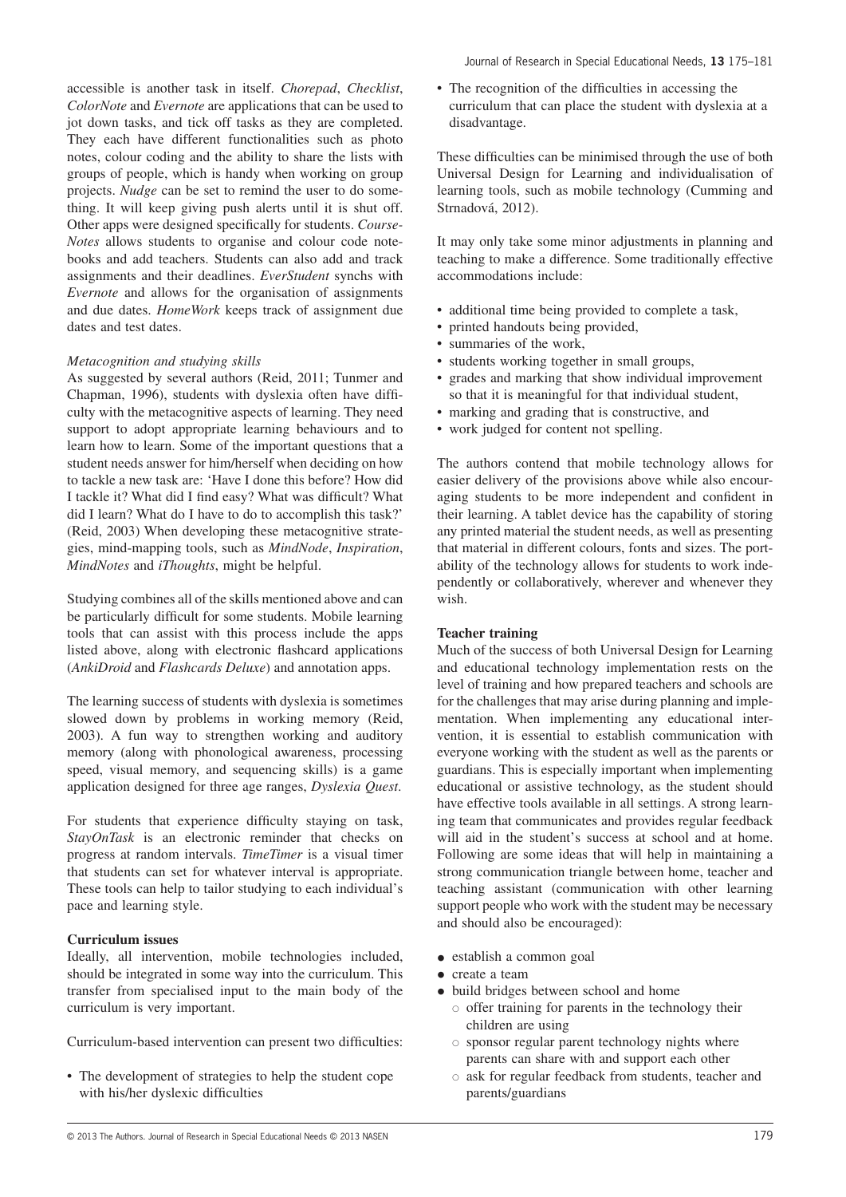accessible is another task in itself. *Chorepad*, *Checklist*, *ColorNote* and *Evernote* are applications that can be used to jot down tasks, and tick off tasks as they are completed. They each have different functionalities such as photo notes, colour coding and the ability to share the lists with groups of people, which is handy when working on group projects. *Nudge* can be set to remind the user to do something. It will keep giving push alerts until it is shut off. Other apps were designed specifically for students. *Course-Notes* allows students to organise and colour code notebooks and add teachers. Students can also add and track assignments and their deadlines. *EverStudent* synchs with *Evernote* and allows for the organisation of assignments and due dates. *HomeWork* keeps track of assignment due dates and test dates.

*Metacognition and studying skills*

As suggested by several authors (Reid, 2011; Tunmer and Chapman, 1996), students with dyslexia often have difficulty with the metacognitive aspects of learning. They need support to adopt appropriate learning behaviours and to learn how to learn. Some of the important questions that a student needs answer for him/herself when deciding on how to tackle a new task are: 'Have I done this before? How did I tackle it? What did I find easy? What was difficult? What did I learn? What do I have to do to accomplish this task?' (Reid, 2003) When developing these metacognitive strategies, mind-mapping tools, such as *MindNode*, *Inspiration*, *MindNotes* and *iThoughts*, might be helpful.

Studying combines all of the skills mentioned above and can be particularly difficult for some students. Mobile learning tools that can assist with this process include the apps listed above, along with electronic flashcard applications (*AnkiDroid* and *Flashcards Deluxe*) and annotation apps.

The learning success of students with dyslexia is sometimes slowed down by problems in working memory (Reid, 2003). A fun way to strengthen working and auditory memory (along with phonological awareness, processing speed, visual memory, and sequencing skills) is a game application designed for three age ranges, *Dyslexia Quest*.

For students that experience difficulty staying on task, *StayOnTask* is an electronic reminder that checks on progress at random intervals. *TimeTimer* is a visual timer that students can set for whatever interval is appropriate. These tools can help to tailor studying to each individual's pace and learning style.

**Curriculum issues**

Ideally, all intervention, mobile technologies included, should be integrated in some way into the curriculum. This transfer from specialised input to the main body of the curriculum is very important.

Curriculum-based intervention can present two difficulties:

- The development of strategies to help the student cope with his/her dyslexic difficulties
- The recognition of the difficulties in accessing the curriculum that can place the student with dyslexia at a disadvantage.

These difficulties can be minimised through the use of both Universal Design for Learning and individualisation of learning tools, such as mobile technology (Cumming and Strnadová, 2012).

It may only take some minor adjustments in planning and teaching to make a difference. Some traditionally effective accommodations include:

- additional time being provided to complete a task,
- printed handouts being provided,
- summaries of the work,
- students working together in small groups,
- grades and marking that show individual improvement so that it is meaningful for that individual student,
- marking and grading that is constructive, and
- work judged for content not spelling.

The authors contend that mobile technology allows for easier delivery of the provisions above while also encouraging students to be more independent and confident in their learning. A tablet device has the capability of storing any printed material the student needs, as well as presenting that material in different colours, fonts and sizes. The portability of the technology allows for students to work independently or collaboratively, wherever and whenever they wish.

**Teacher training**

Much of the success of both Universal Design for Learning and educational technology implementation rests on the level of training and how prepared teachers and schools are for the challenges that may arise during planning and implementation. When implementing any educational intervention, it is essential to establish communication with everyone working with the student as well as the parents or guardians. This is especially important when implementing educational or assistive technology, as the student should have effective tools available in all settings. A strong learning team that communicates and provides regular feedback will aid in the student's success at school and at home. Following are some ideas that will help in maintaining a strong communication triangle between home, teacher and teaching assistant (communication with other learning support people who work with the student may be necessary and should also be encouraged):

- establish a common goal
- create a team
- build bridges between school and home
  - offer training for parents in the technology their children are using
  - sponsor regular parent technology nights where parents can share with and support each other
  - ask for regular feedback from students, teacher and parents/guardians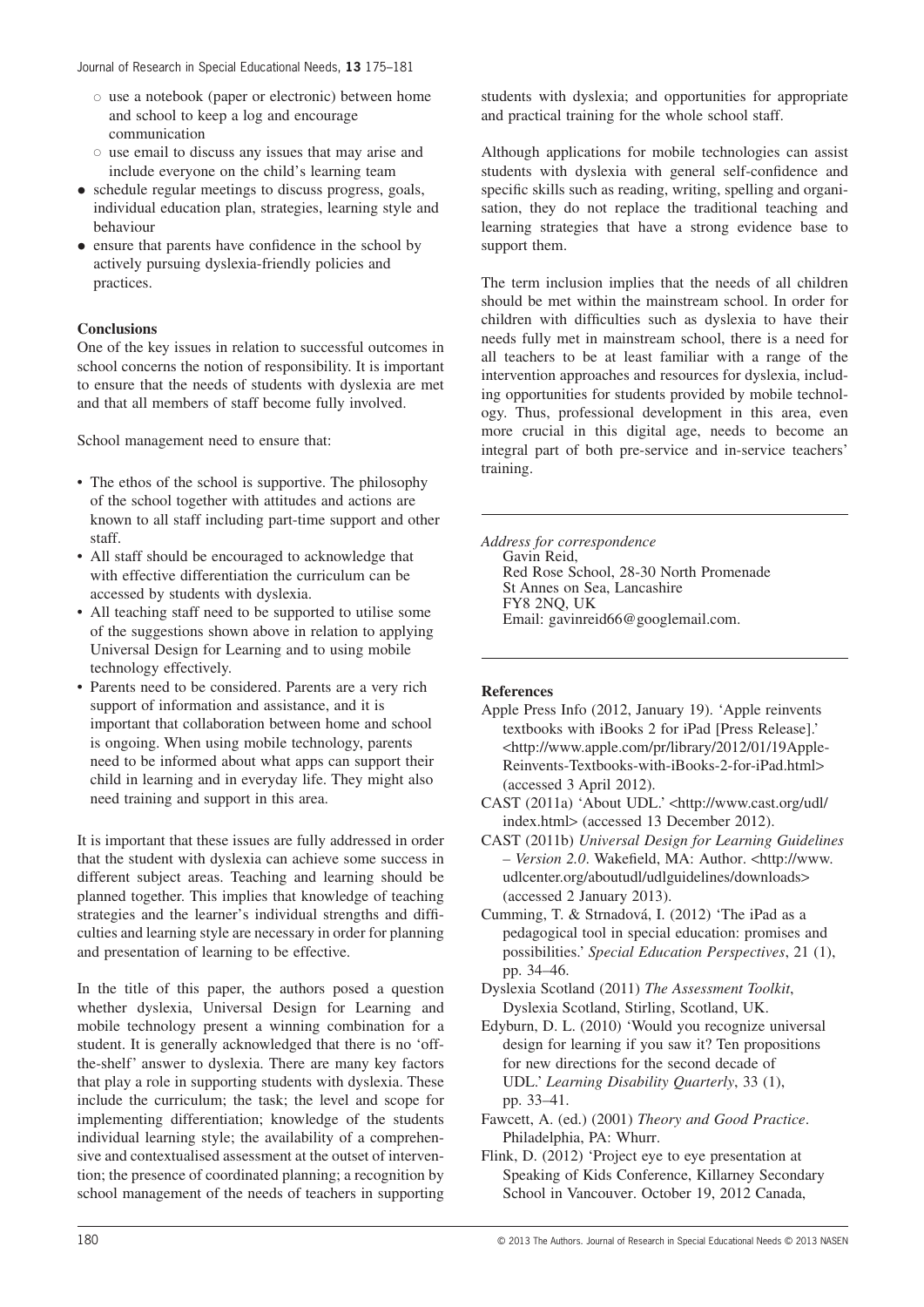- use a notebook (paper or electronic) between home and school to keep a log and encourage communication
  - use email to discuss any issues that may arise and include everyone on the child's learning team
- schedule regular meetings to discuss progress, goals, individual education plan, strategies, learning style and behaviour
- ensure that parents have confidence in the school by actively pursuing dyslexia-friendly policies and practices.

**Conclusions**

One of the key issues in relation to successful outcomes in school concerns the notion of responsibility. It is important to ensure that the needs of students with dyslexia are met and that all members of staff become fully involved.

School management need to ensure that:

- The ethos of the school is supportive. The philosophy of the school together with attitudes and actions are known to all staff including part-time support and other staff.
- All staff should be encouraged to acknowledge that with effective differentiation the curriculum can be accessed by students with dyslexia.
- All teaching staff need to be supported to utilise some of the suggestions shown above in relation to applying Universal Design for Learning and to using mobile technology effectively.
- Parents need to be considered. Parents are a very rich support of information and assistance, and it is important that collaboration between home and school is ongoing. When using mobile technology, parents need to be informed about what apps can support their child in learning and in everyday life. They might also need training and support in this area.

It is important that these issues are fully addressed in order that the student with dyslexia can achieve some success in different subject areas. Teaching and learning should be planned together. This implies that knowledge of teaching strategies and the learner's individual strengths and difficulties and learning style are necessary in order for planning and presentation of learning to be effective.

In the title of this paper, the authors posed a question whether dyslexia, Universal Design for Learning and mobile technology present a winning combination for a student. It is generally acknowledged that there is no 'off-the-shelf' answer to dyslexia. There are many key factors that play a role in supporting students with dyslexia. These include the curriculum; the task; the level and scope for implementing differentiation; knowledge of the students individual learning style; the availability of a comprehensive and contextualised assessment at the outset of intervention; the presence of coordinated planning; a recognition by school management of the needs of teachers in supporting students with dyslexia; and opportunities for appropriate and practical training for the whole school staff.

Although applications for mobile technologies can assist students with dyslexia with general self-confidence and specific skills such as reading, writing, spelling and organisation, they do not replace the traditional teaching and learning strategies that have a strong evidence base to support them.

The term inclusion implies that the needs of all children should be met within the mainstream school. In order for children with difficulties such as dyslexia to have their needs fully met in mainstream school, there is a need for all teachers to be at least familiar with a range of the intervention approaches and resources for dyslexia, including opportunities for students provided by mobile technology. Thus, professional development in this area, even more crucial in this digital age, needs to become an integral part of both pre-service and in-service teachers' training.

*Address for correspondence*
Gavin Reid,
Red Rose School, 28-30 North Promenade
St Annes on Sea, Lancashire
FY8 2NQ, UK
Email: gavinreid66@googlemail.com.

**References**

Apple Press Info (2012, January 19). 'Apple reinvents textbooks with iBooks 2 for iPad [Press Release].' <http://www.apple.com/pr/library/2012/01/19Apple-Reinvents-Textbooks-with-iBooks-2-for-iPad.html> (accessed 3 April 2012).

CAST (2011a) 'About UDL.' <http://www.cast.org/udl/index.html> (accessed 13 December 2012).

CAST (2011b) *Universal Design for Learning Guidelines – Version 2.0*. Wakefield, MA: Author. <http://www.udlcenter.org/aboutudl/udlguidelines/downloads> (accessed 2 January 2013).

Cumming, T. & Strnadová, I. (2012) 'The iPad as a pedagogical tool in special education: promises and possibilities.' *Special Education Perspectives*, 21 (1), pp. 34–46.

Dyslexia Scotland (2011) *The Assessment Toolkit*, Dyslexia Scotland, Stirling, Scotland, UK.

Edyburn, D. L. (2010) 'Would you recognize universal design for learning if you saw it? Ten propositions for new directions for the second decade of UDL.' *Learning Disability Quarterly*, 33 (1), pp. 33–41.

Fawcett, A. (ed.) (2001) *Theory and Good Practice*. Philadelphia, PA: Whurr.

Flink, D. (2012) 'Project eye to eye presentation at Speaking of Kids Conference, Killarney Secondary School in Vancouver. October 19, 2012 Canada,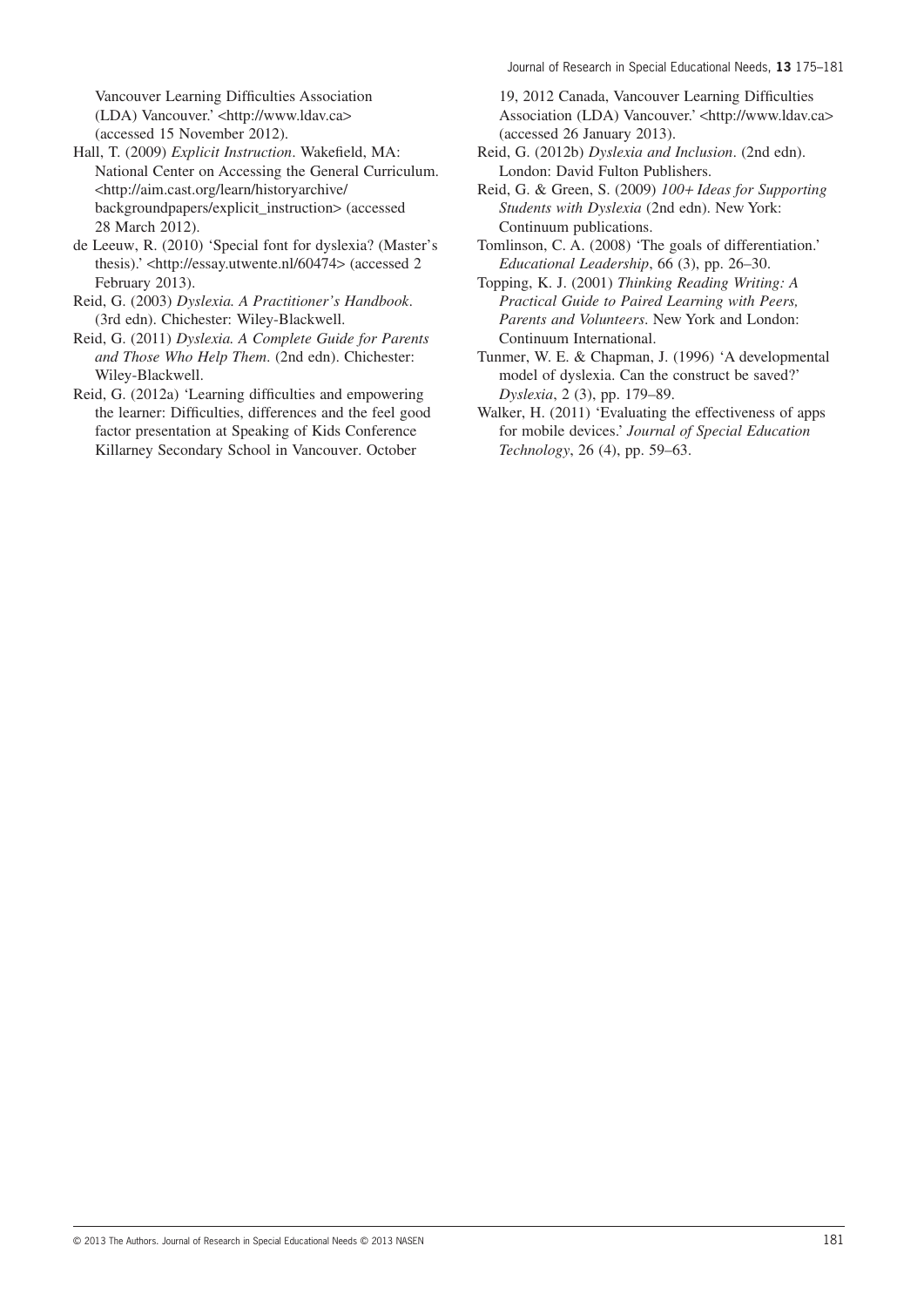Vancouver Learning Difficulties Association (LDA) Vancouver.' <http://www.ldav.ca> (accessed 15 November 2012).

Hall, T. (2009) *Explicit Instruction*. Wakefield, MA: National Center on Accessing the General Curriculum. <http://aim.cast.org/learn/historyarchive/backgroundpapers/explicit_instruction> (accessed 28 March 2012).

de Leeuw, R. (2010) 'Special font for dyslexia? (Master's thesis).' <http://essay.utwente.nl/60474> (accessed 2 February 2013).

Reid, G. (2003) *Dyslexia. A Practitioner's Handbook*. (3rd edn). Chichester: Wiley-Blackwell.

Reid, G. (2011) *Dyslexia. A Complete Guide for Parents and Those Who Help Them*. (2nd edn). Chichester: Wiley-Blackwell.

Reid, G. (2012a) 'Learning difficulties and empowering the learner: Difficulties, differences and the feel good factor presentation at Speaking of Kids Conference Killarney Secondary School in Vancouver. October 19, 2012 Canada, Vancouver Learning Difficulties Association (LDA) Vancouver.' <http://www.ldav.ca> (accessed 26 January 2013).

Reid, G. (2012b) *Dyslexia and Inclusion*. (2nd edn). London: David Fulton Publishers.

Reid, G. & Green, S. (2009) *100+ Ideas for Supporting Students with Dyslexia* (2nd edn). New York: Continuum publications.

Tomlinson, C. A. (2008) 'The goals of differentiation.' *Educational Leadership*, 66 (3), pp. 26–30.

Topping, K. J. (2001) *Thinking Reading Writing: A Practical Guide to Paired Learning with Peers, Parents and Volunteers*. New York and London: Continuum International.

Tunmer, W. E. & Chapman, J. (1996) 'A developmental model of dyslexia. Can the construct be saved?' *Dyslexia*, 2 (3), pp. 179–89.

Walker, H. (2011) 'Evaluating the effectiveness of apps for mobile devices.' *Journal of Special Education Technology*, 26 (4), pp. 59–63.